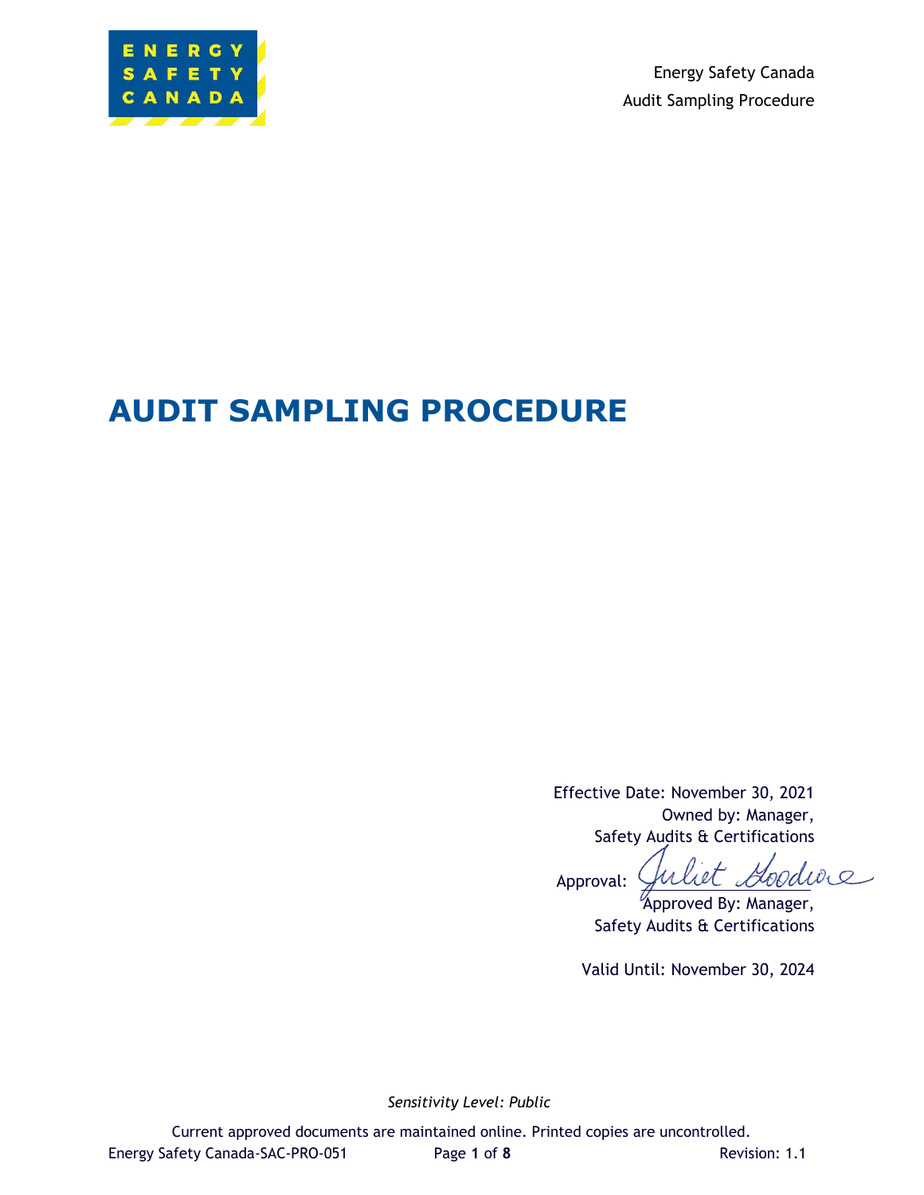Energy Safety Canada
Audit Sampling Procedure

# AUDIT SAMPLING PROCEDURE

Effective Date: November 30, 2021
Owned by: Manager,
Safety Audits & Certifications

Approval: Juliet Goodwe
Approved By: Manager,
Safety Audits & Certifications

Valid Until: November 30, 2024

*Sensitivity Level: Public*

Current approved documents are maintained online. Printed copies are uncontrolled.

Energy Safety Canada-SAC-PRO-051 Revision: 1.1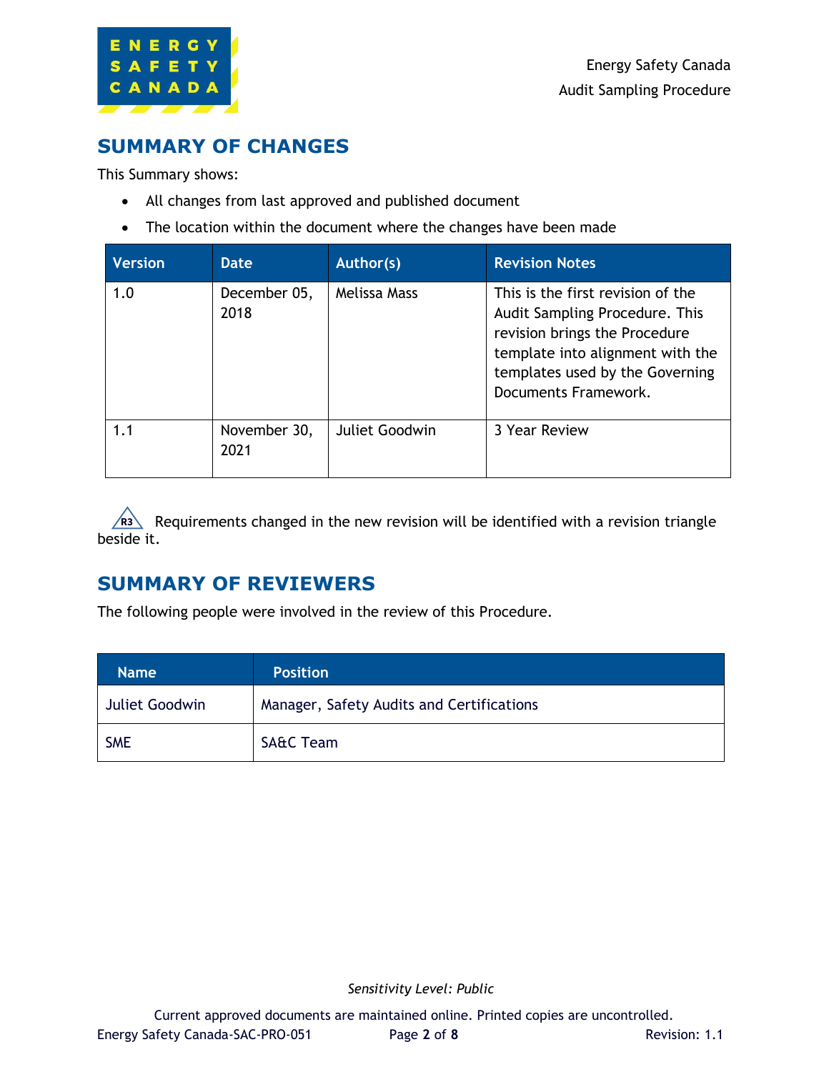## SUMMARY OF CHANGES

This Summary shows:

- All changes from last approved and published document
- The location within the document where the changes have been made

| Version | Date | Author(s) | Revision Notes |
| --- | --- | --- | --- |
| 1.0 | December 05, 2018 | Melissa Mass | This is the first revision of the Audit Sampling Procedure. This revision brings the Procedure template into alignment with the templates used by the Governing Documents Framework. |
| 1.1 | November 30, 2021 | Juliet Goodwin | 3 Year Review |

R3 Requirements changed in the new revision will be identified with a revision triangle beside it.

## SUMMARY OF REVIEWERS

The following people were involved in the review of this Procedure.

| Name | Position |
| --- | --- |
| Juliet Goodwin | Manager, Safety Audits and Certifications |
| SME | SA&C Team |

*Sensitivity Level: Public*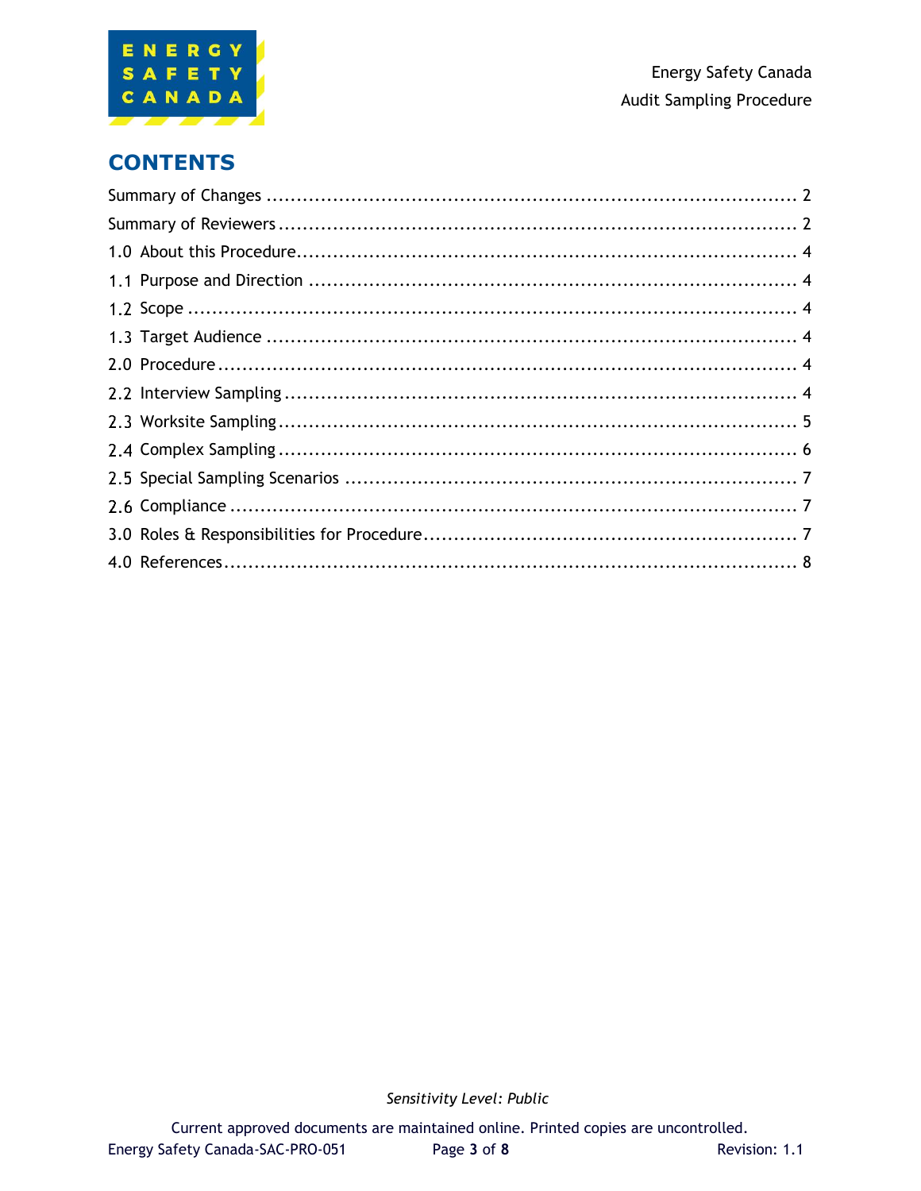# CONTENTS

Summary of Changes ........................................................................................ 2

Summary of Reviewers ...................................................................................... 2

1.0 About this Procedure.................................................................................... 4

1.1 Purpose and Direction ................................................................................. 4

1.2 Scope ........................................................................................................ 4

1.3 Target Audience ......................................................................................... 4

2.0 Procedure .................................................................................................. 4

2.2 Interview Sampling...................................................................................... 4

2.3 Worksite Sampling....................................................................................... 5

2.4 Complex Sampling ....................................................................................... 6

2.5 Special Sampling Scenarios ........................................................................... 7

2.6 Compliance ................................................................................................ 7

3.0 Roles & Responsibilities for Procedure.............................................................. 7

4.0 References.................................................................................................. 8

*Sensitivity Level: Public*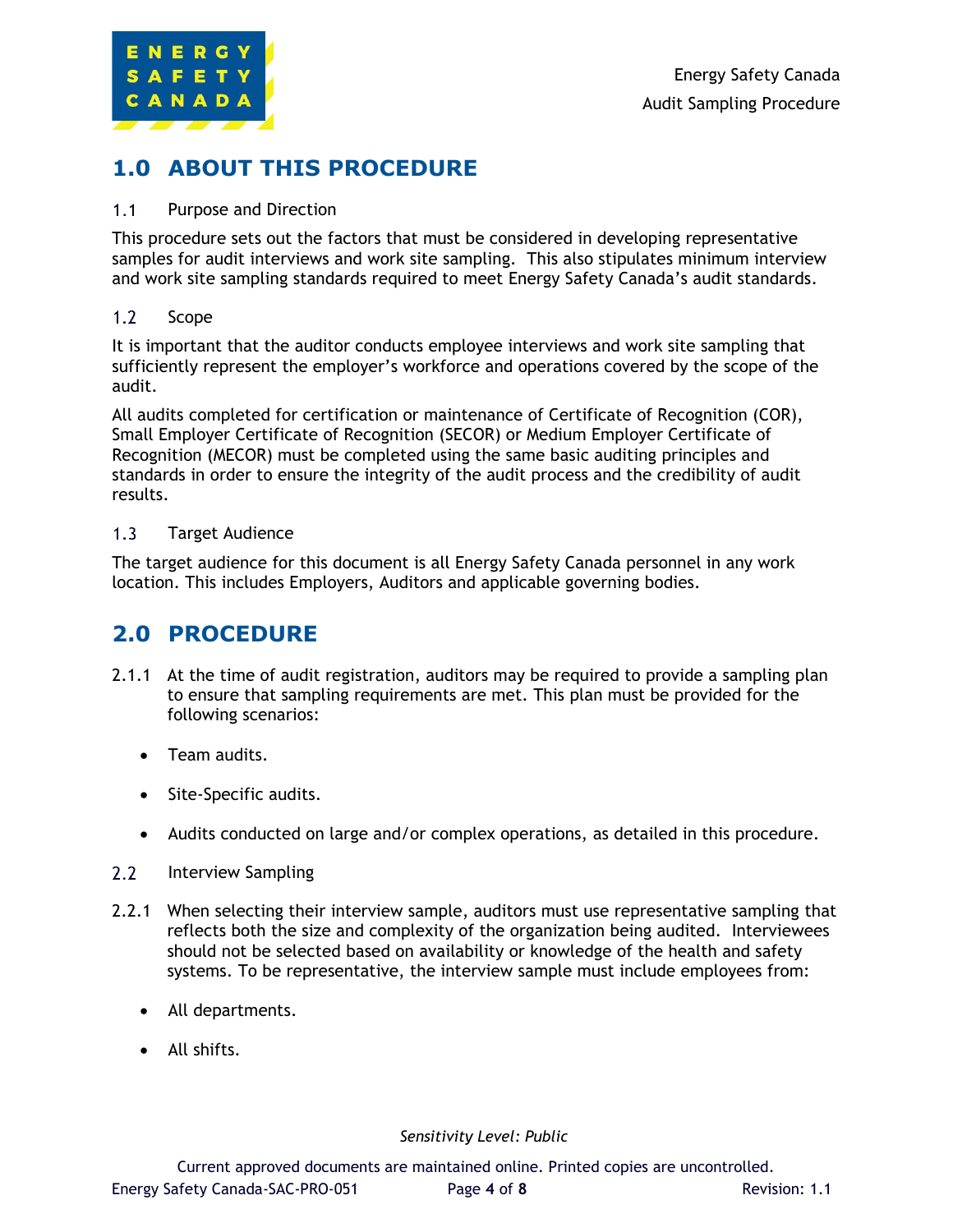# 1.0 ABOUT THIS PROCEDURE

## 1.1 Purpose and Direction

This procedure sets out the factors that must be considered in developing representative samples for audit interviews and work site sampling. This also stipulates minimum interview and work site sampling standards required to meet Energy Safety Canada's audit standards.

## 1.2 Scope

It is important that the auditor conducts employee interviews and work site sampling that sufficiently represent the employer's workforce and operations covered by the scope of the audit.

All audits completed for certification or maintenance of Certificate of Recognition (COR), Small Employer Certificate of Recognition (SECOR) or Medium Employer Certificate of Recognition (MECOR) must be completed using the same basic auditing principles and standards in order to ensure the integrity of the audit process and the credibility of audit results.

## 1.3 Target Audience

The target audience for this document is all Energy Safety Canada personnel in any work location. This includes Employers, Auditors and applicable governing bodies.

# 2.0 PROCEDURE

2.1.1 At the time of audit registration, auditors may be required to provide a sampling plan to ensure that sampling requirements are met. This plan must be provided for the following scenarios:

- Team audits.
- Site-Specific audits.
- Audits conducted on large and/or complex operations, as detailed in this procedure.

## 2.2 Interview Sampling

2.2.1 When selecting their interview sample, auditors must use representative sampling that reflects both the size and complexity of the organization being audited. Interviewees should not be selected based on availability or knowledge of the health and safety systems. To be representative, the interview sample must include employees from:

- All departments.
- All shifts.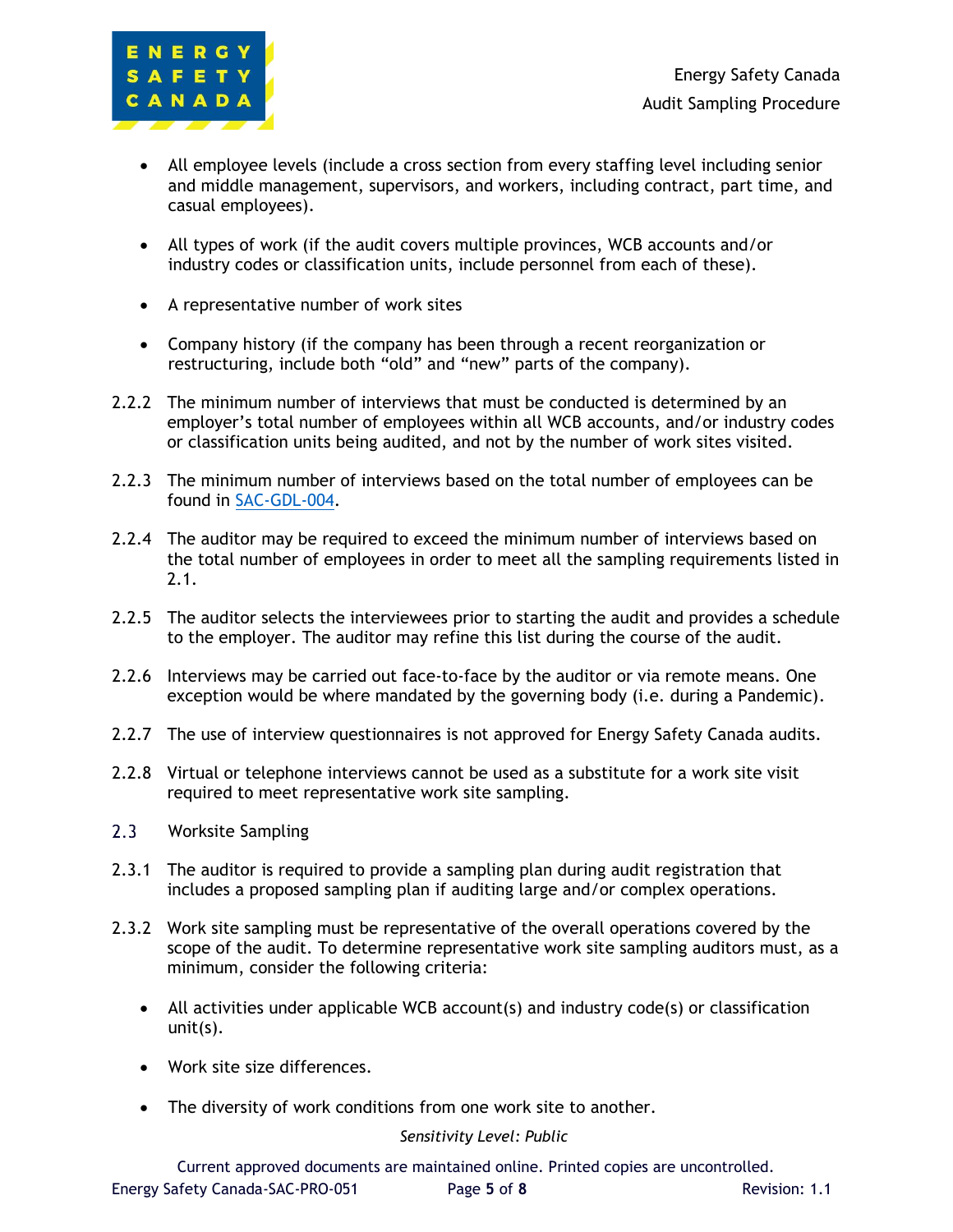- All employee levels (include a cross section from every staffing level including senior and middle management, supervisors, and workers, including contract, part time, and casual employees).

- All types of work (if the audit covers multiple provinces, WCB accounts and/or industry codes or classification units, include personnel from each of these).

- A representative number of work sites

- Company history (if the company has been through a recent reorganization or restructuring, include both "old" and "new" parts of the company).

2.2.2 The minimum number of interviews that must be conducted is determined by an employer's total number of employees within all WCB accounts, and/or industry codes or classification units being audited, and not by the number of work sites visited.

2.2.3 The minimum number of interviews based on the total number of employees can be found in SAC-GDL-004.

2.2.4 The auditor may be required to exceed the minimum number of interviews based on the total number of employees in order to meet all the sampling requirements listed in 2.1.

2.2.5 The auditor selects the interviewees prior to starting the audit and provides a schedule to the employer. The auditor may refine this list during the course of the audit.

2.2.6 Interviews may be carried out face-to-face by the auditor or via remote means. One exception would be where mandated by the governing body (i.e. during a Pandemic).

2.2.7 The use of interview questionnaires is not approved for Energy Safety Canada audits.

2.2.8 Virtual or telephone interviews cannot be used as a substitute for a work site visit required to meet representative work site sampling.

## 2.3 Worksite Sampling

2.3.1 The auditor is required to provide a sampling plan during audit registration that includes a proposed sampling plan if auditing large and/or complex operations.

2.3.2 Work site sampling must be representative of the overall operations covered by the scope of the audit. To determine representative work site sampling auditors must, as a minimum, consider the following criteria:

- All activities under applicable WCB account(s) and industry code(s) or classification unit(s).

- Work site size differences.

- The diversity of work conditions from one work site to another.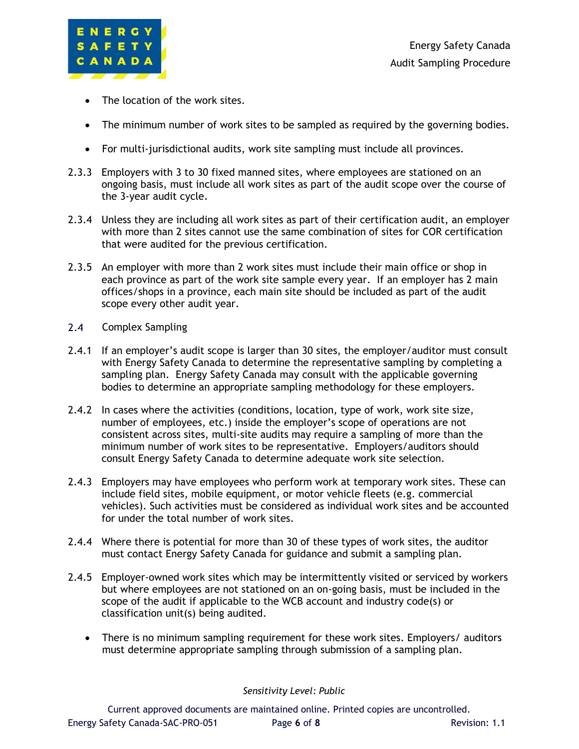- The location of the work sites.
- The minimum number of work sites to be sampled as required by the governing bodies.
- For multi-jurisdictional audits, work site sampling must include all provinces.

2.3.3 Employers with 3 to 30 fixed manned sites, where employees are stationed on an ongoing basis, must include all work sites as part of the audit scope over the course of the 3-year audit cycle.

2.3.4 Unless they are including all work sites as part of their certification audit, an employer with more than 2 sites cannot use the same combination of sites for COR certification that were audited for the previous certification.

2.3.5 An employer with more than 2 work sites must include their main office or shop in each province as part of the work site sample every year. If an employer has 2 main offices/shops in a province, each main site should be included as part of the audit scope every other audit year.

## 2.4 Complex Sampling

2.4.1 If an employer's audit scope is larger than 30 sites, the employer/auditor must consult with Energy Safety Canada to determine the representative sampling by completing a sampling plan. Energy Safety Canada may consult with the applicable governing bodies to determine an appropriate sampling methodology for these employers.

2.4.2 In cases where the activities (conditions, location, type of work, work site size, number of employees, etc.) inside the employer's scope of operations are not consistent across sites, multi-site audits may require a sampling of more than the minimum number of work sites to be representative. Employers/auditors should consult Energy Safety Canada to determine adequate work site selection.

2.4.3 Employers may have employees who perform work at temporary work sites. These can include field sites, mobile equipment, or motor vehicle fleets (e.g. commercial vehicles). Such activities must be considered as individual work sites and be accounted for under the total number of work sites.

2.4.4 Where there is potential for more than 30 of these types of work sites, the auditor must contact Energy Safety Canada for guidance and submit a sampling plan.

2.4.5 Employer-owned work sites which may be intermittently visited or serviced by workers but where employees are not stationed on an on-going basis, must be included in the scope of the audit if applicable to the WCB account and industry code(s) or classification unit(s) being audited.

- There is no minimum sampling requirement for these work sites. Employers/ auditors must determine appropriate sampling through submission of a sampling plan.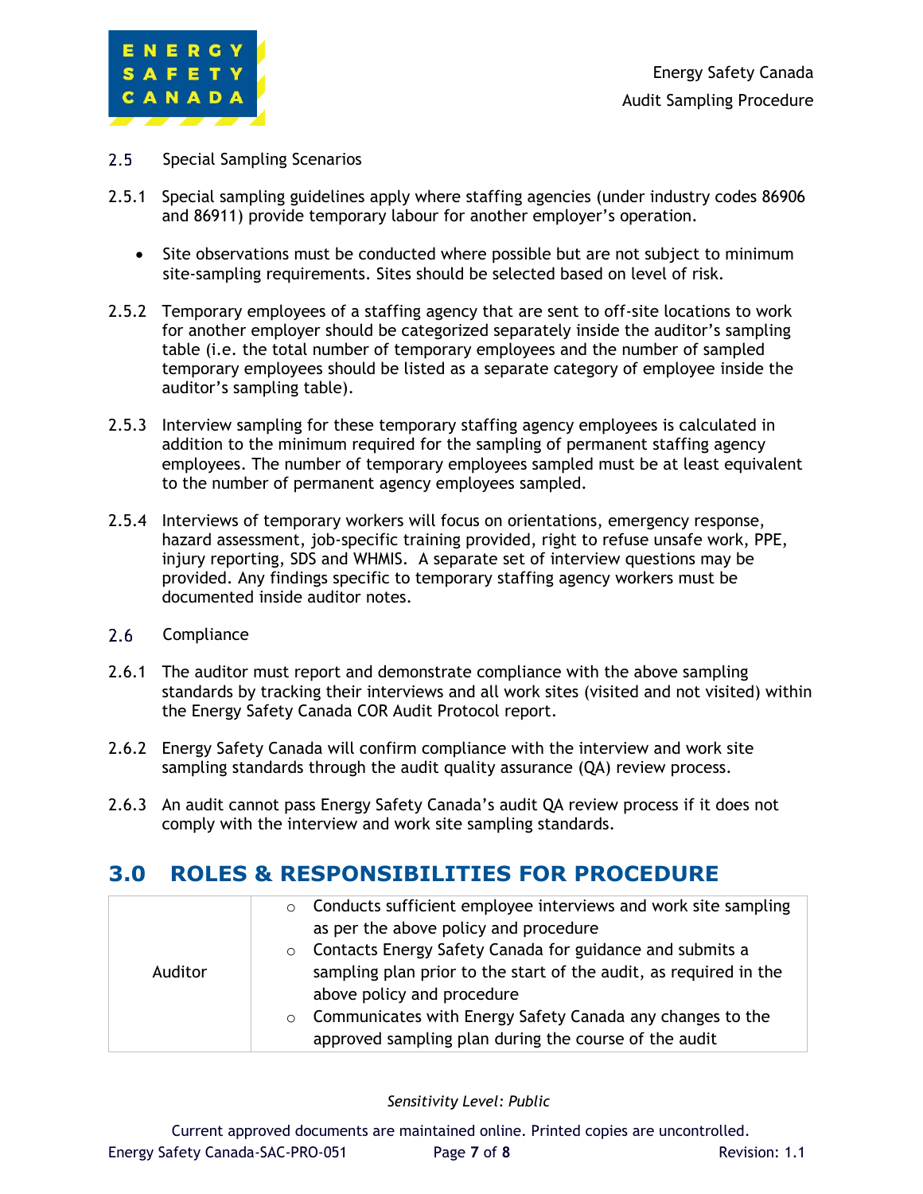2.5 Special Sampling Scenarios

2.5.1 Special sampling guidelines apply where staffing agencies (under industry codes 86906 and 86911) provide temporary labour for another employer's operation.

- Site observations must be conducted where possible but are not subject to minimum site-sampling requirements. Sites should be selected based on level of risk.

2.5.2 Temporary employees of a staffing agency that are sent to off-site locations to work for another employer should be categorized separately inside the auditor's sampling table (i.e. the total number of temporary employees and the number of sampled temporary employees should be listed as a separate category of employee inside the auditor's sampling table).

2.5.3 Interview sampling for these temporary staffing agency employees is calculated in addition to the minimum required for the sampling of permanent staffing agency employees. The number of temporary employees sampled must be at least equivalent to the number of permanent agency employees sampled.

2.5.4 Interviews of temporary workers will focus on orientations, emergency response, hazard assessment, job-specific training provided, right to refuse unsafe work, PPE, injury reporting, SDS and WHMIS. A separate set of interview questions may be provided. Any findings specific to temporary staffing agency workers must be documented inside auditor notes.

2.6 Compliance

2.6.1 The auditor must report and demonstrate compliance with the above sampling standards by tracking their interviews and all work sites (visited and not visited) within the Energy Safety Canada COR Audit Protocol report.

2.6.2 Energy Safety Canada will confirm compliance with the interview and work site sampling standards through the audit quality assurance (QA) review process.

2.6.3 An audit cannot pass Energy Safety Canada's audit QA review process if it does not comply with the interview and work site sampling standards.

## 3.0 ROLES & RESPONSIBILITIES FOR PROCEDURE

| | |
|---|---|
| Auditor | ○ Conducts sufficient employee interviews and work site sampling as per the above policy and procedure<br>○ Contacts Energy Safety Canada for guidance and submits a sampling plan prior to the start of the audit, as required in the above policy and procedure<br>○ Communicates with Energy Safety Canada any changes to the approved sampling plan during the course of the audit |

*Sensitivity Level: Public*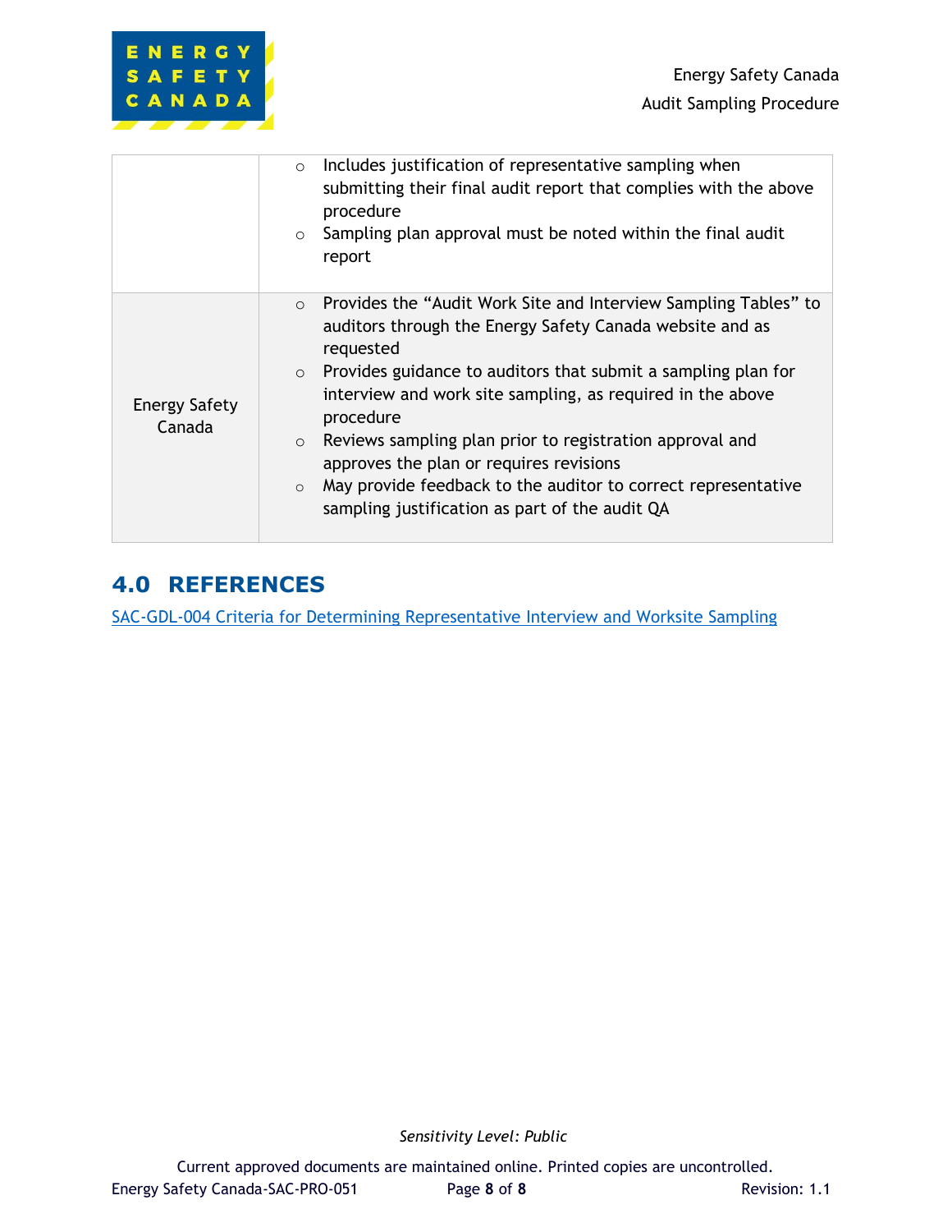| | |
|---|---|
| | ○ Includes justification of representative sampling when submitting their final audit report that complies with the above procedure<br>○ Sampling plan approval must be noted within the final audit report |
| Energy Safety Canada | ○ Provides the "Audit Work Site and Interview Sampling Tables" to auditors through the Energy Safety Canada website and as requested<br>○ Provides guidance to auditors that submit a sampling plan for interview and work site sampling, as required in the above procedure<br>○ Reviews sampling plan prior to registration approval and approves the plan or requires revisions<br>○ May provide feedback to the auditor to correct representative sampling justification as part of the audit QA |

## 4.0 REFERENCES

SAC-GDL-004 Criteria for Determining Representative Interview and Worksite Sampling

*Sensitivity Level: Public*